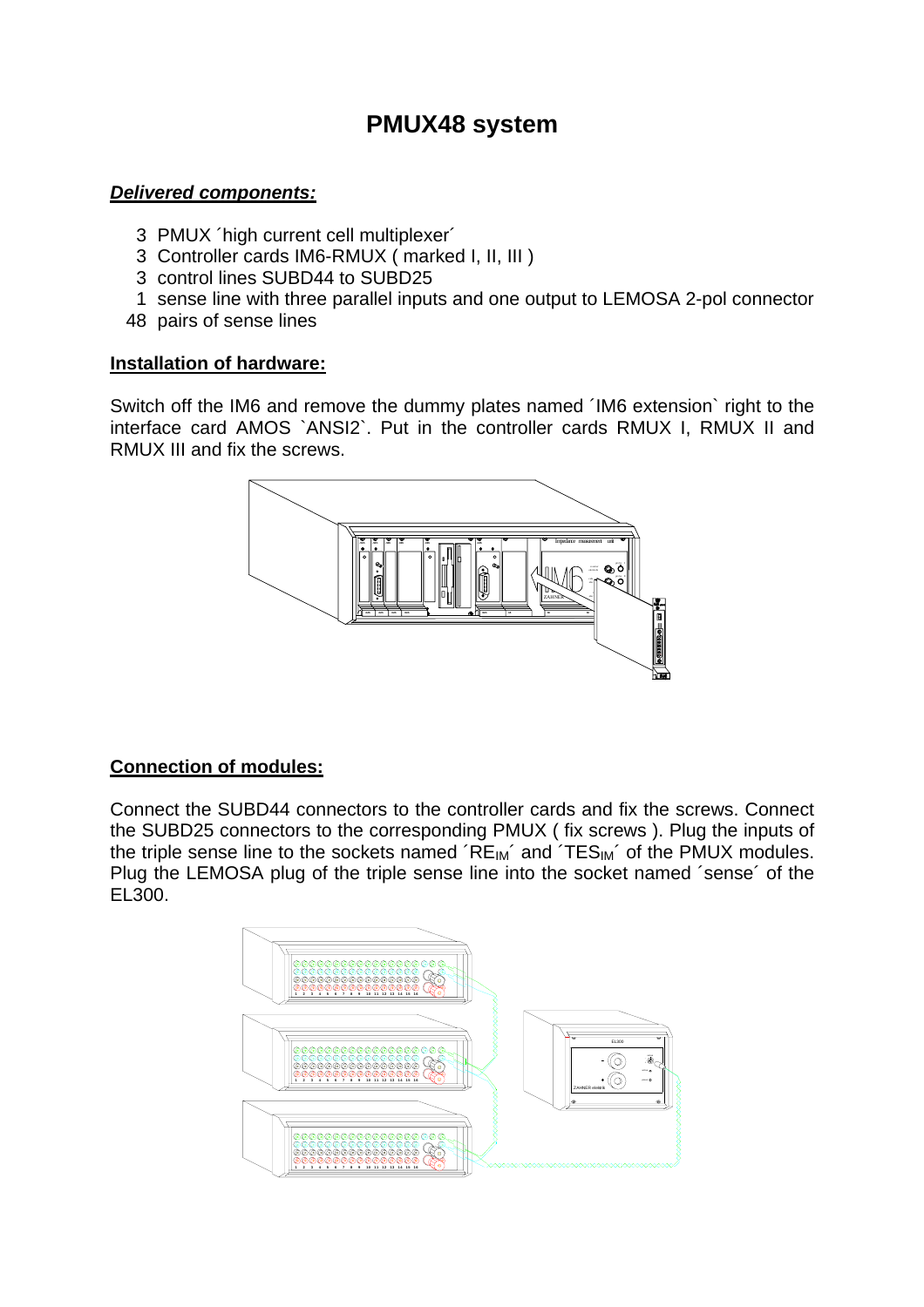# PMUX48 system

***Delivered components:***

3 PMUX ´high current cell multiplexer´
3 Controller cards IM6-RMUX ( marked I, II, III )
3 control lines SUBD44 to SUBD25
1 sense line with three parallel inputs and one output to LEMOSA 2-pol connector
48 pairs of sense lines

**Installation of hardware:**

Switch off the IM6 and remove the dummy plates named ´IM6 extension` right to the interface card AMOS `ANSI2`. Put in the controller cards RMUX I, RMUX II and RMUX III and fix the screws.

**Connection of modules:**

Connect the SUBD44 connectors to the controller cards and fix the screws. Connect the SUBD25 connectors to the corresponding PMUX ( fix screws ). Plug the inputs of the triple sense line to the sockets named ´$RE_{IM}$´ and ´$TES_{IM}$´ of the PMUX modules. Plug the LEMOSA plug of the triple sense line into the socket named ´sense´ of the EL300.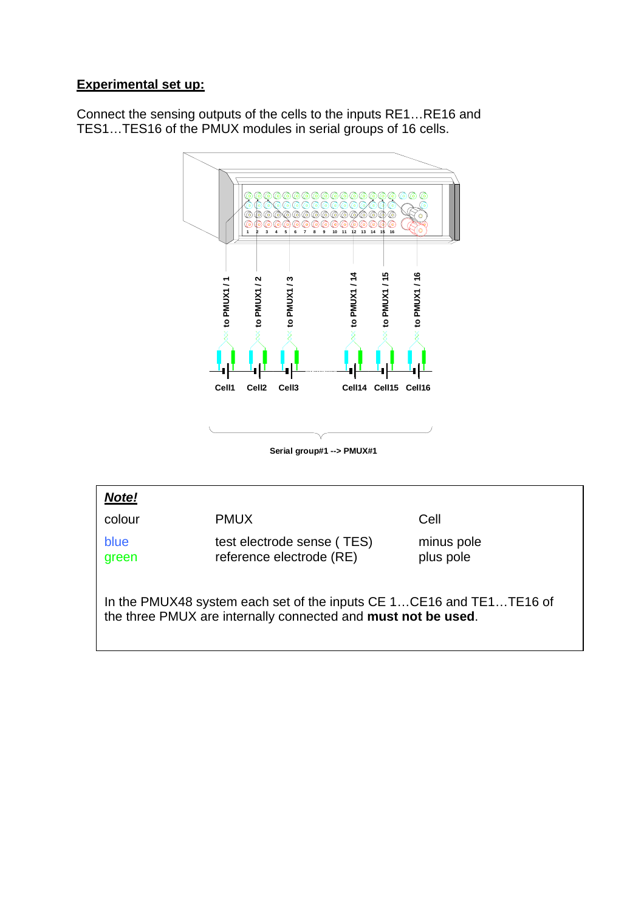## Experimental set up:

Connect the sensing outputs of the cells to the inputs RE1…RE16 and TES1…TES16 of the PMUX modules in serial groups of 16 cells.

to PMUX1 / 1 &nbsp;&nbsp; to PMUX1 / 2 &nbsp;&nbsp; to PMUX1 / 3 &nbsp;&nbsp; to PMUX1 / 14 &nbsp;&nbsp; to PMUX1 / 15 &nbsp;&nbsp; to PMUX1 / 16

Cell1 &nbsp;&nbsp; Cell2 &nbsp;&nbsp; Cell3 &nbsp;&nbsp; Cell14 &nbsp;&nbsp; Cell15 &nbsp;&nbsp; Cell16

Serial group#1 --> PMUX#1

***Note!***

| colour | PMUX | Cell |
|---|---|---|
| blue | test electrode sense ( TES) | minus pole |
| green | reference electrode (RE) | plus pole |

In the PMUX48 system each set of the inputs CE 1…CE16 and TE1…TE16 of the three PMUX are internally connected and **must not be used**.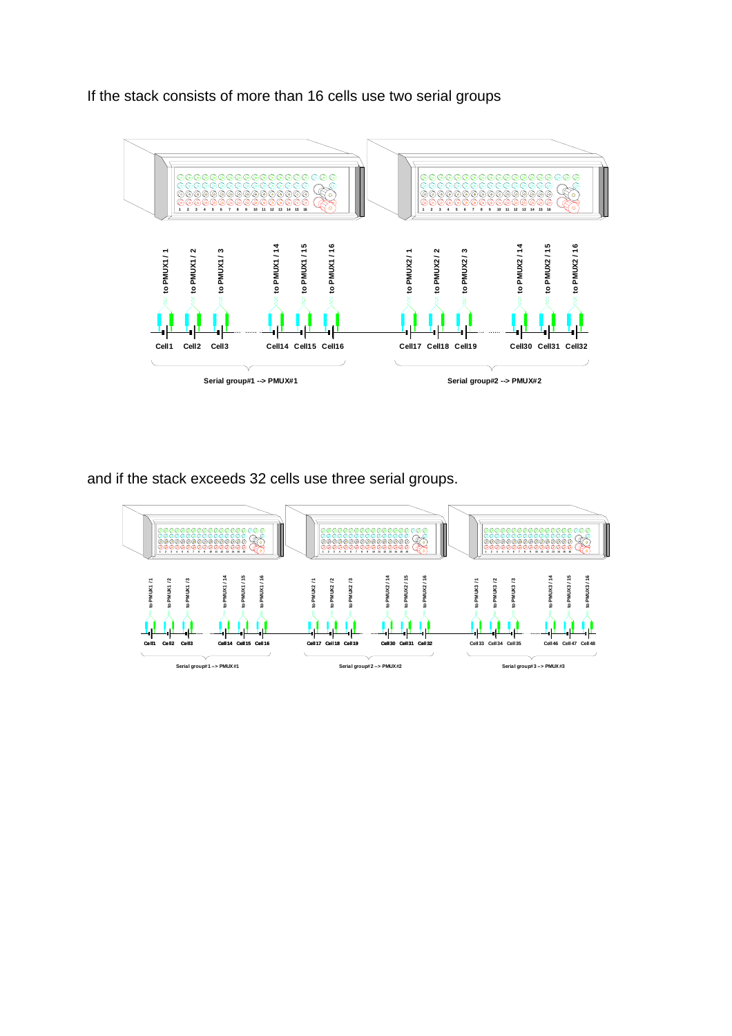If the stack consists of more than 16 cells use two serial groups

and if the stack exceeds 32 cells use three serial groups.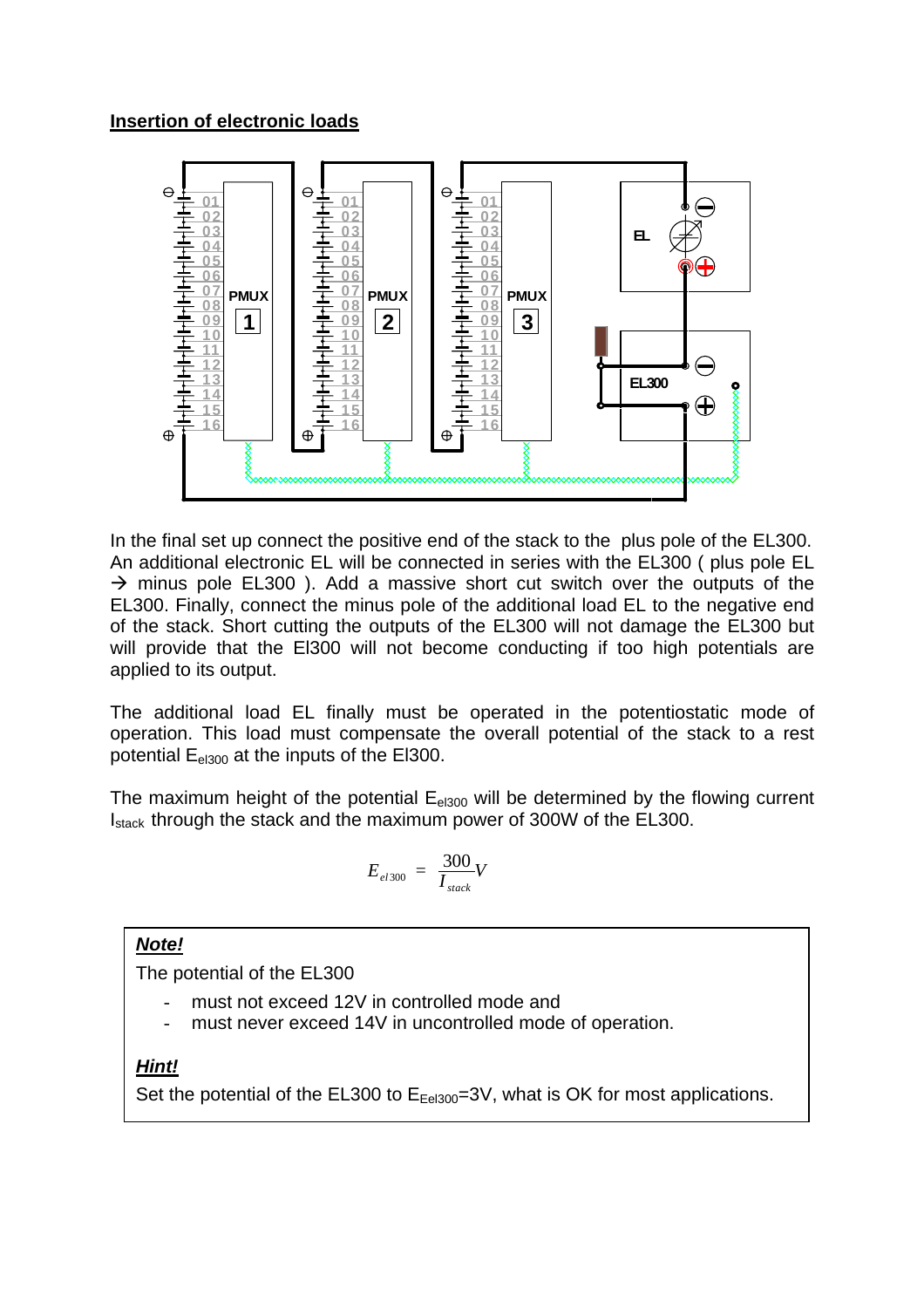**Insertion of electronic loads**

In the final set up connect the positive end of the stack to the plus pole of the EL300. An additional electronic EL will be connected in series with the EL300 ( plus pole EL → minus pole EL300 ). Add a massive short cut switch over the outputs of the EL300. Finally, connect the minus pole of the additional load EL to the negative end of the stack. Short cutting the outputs of the EL300 will not damage the EL300 but will provide that the El300 will not become conducting if too high potentials are applied to its output.

The additional load EL finally must be operated in the potentiostatic mode of operation. This load must compensate the overall potential of the stack to a rest potential $E_{el300}$ at the inputs of the El300.

The maximum height of the potential $E_{el300}$ will be determined by the flowing current $I_{stack}$ through the stack and the maximum power of 300W of the EL300.

$$E_{el300} = \frac{300}{I_{stack}} V$$

***Note!***

The potential of the EL300

- must not exceed 12V in controlled mode and
- must never exceed 14V in uncontrolled mode of operation.

***Hint!***

Set the potential of the EL300 to $E_{Eel300}$=3V, what is OK for most applications.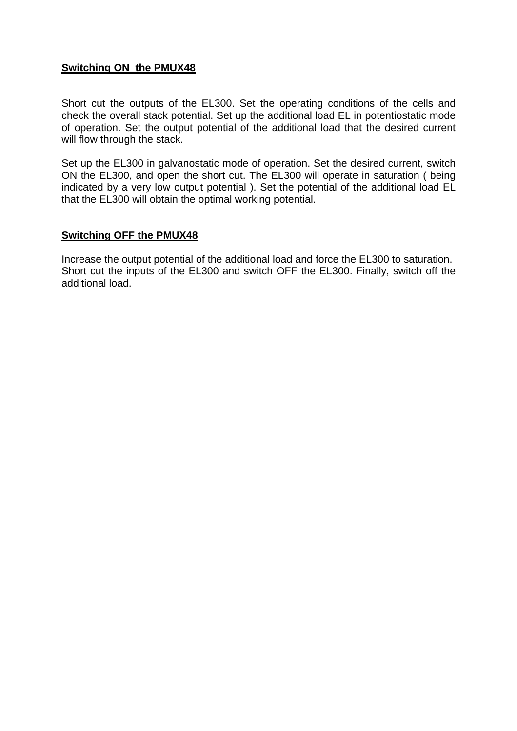## Switching ON  the PMUX48

Short cut the outputs of the EL300. Set the operating conditions of the cells and check the overall stack potential. Set up the additional load EL in potentiostatic mode of operation. Set the output potential of the additional load that the desired current will flow through the stack.

Set up the EL300 in galvanostatic mode of operation. Set the desired current, switch ON the EL300, and open the short cut. The EL300 will operate in saturation ( being indicated by a very low output potential ). Set the potential of the additional load EL that the EL300 will obtain the optimal working potential.

## Switching OFF the PMUX48

Increase the output potential of the additional load and force the EL300 to saturation.
Short cut the inputs of the EL300 and switch OFF the EL300. Finally, switch off the additional load.